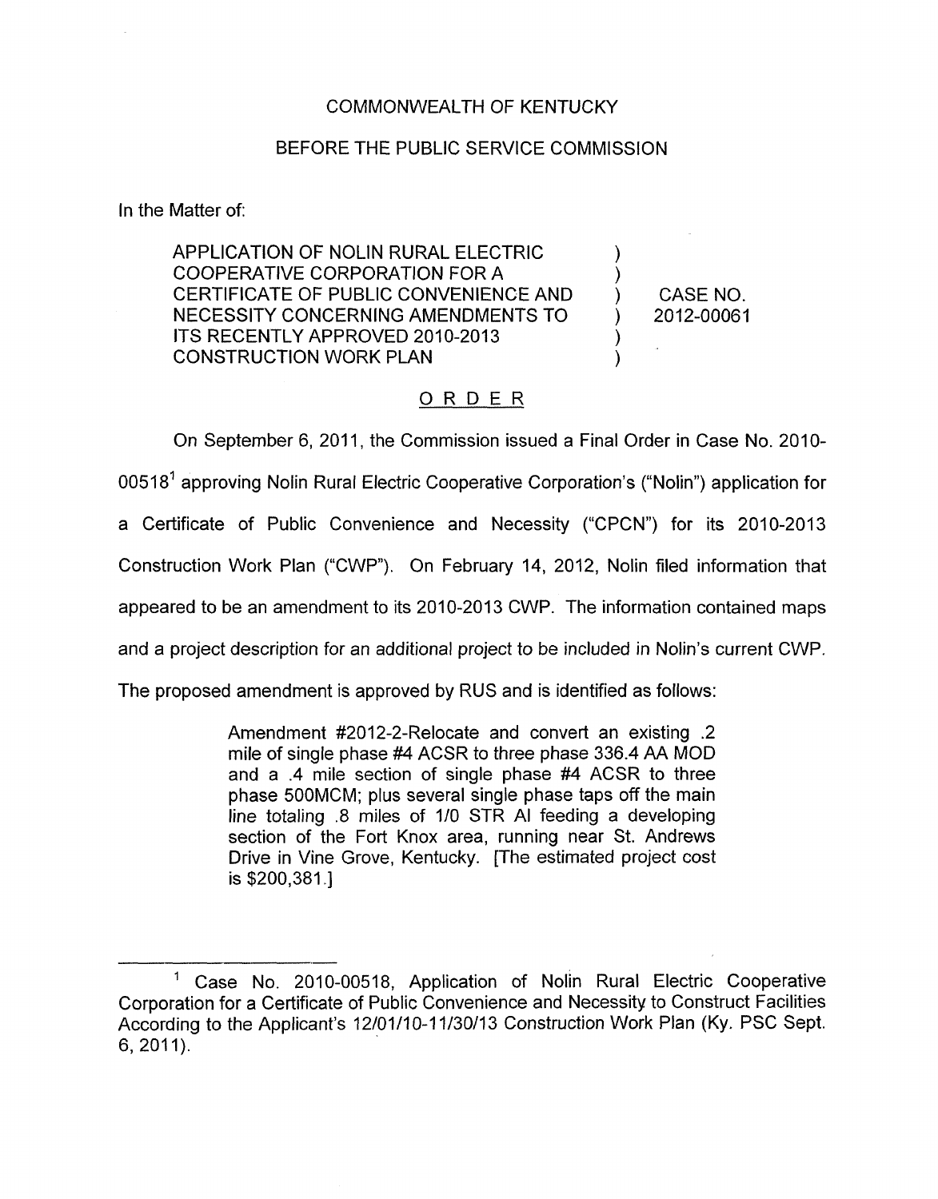COMMONWEALTH OF KENTUCKY

BEFORE THE PUBLIC SERVICE COMMISSION

In the Matter of:

APPLICATION OF NOLIN RURAL ELECTRIC COOPERATIVE CORPORATION FOR A CERTIFICATE OF PUBLIC CONVENIENCE AND NECESSITY CONCERNING AMENDMENTS TO ITS RECENTLY APPROVED 2010-2013 CONSTRUCTION WORK PLAN ) ) ) ) ) ) CASE NO. 2012-00061

# ORDER

On September 6, 2011, the Commission issued a Final Order in Case No. 2010-00518[1] approving Nolin Rural Electric Cooperative Corporation's ("Nolin") application for a Certificate of Public Convenience and Necessity ("CPCN") for its 2010-2013 Construction Work Plan ("CWP"). On February 14, 2012, Nolin filed information that appeared to be an amendment to its 2010-2013 CWP. The information contained maps and a project description for an additional project to be included in Nolin's current CWP. The proposed amendment is approved by RUS and is identified as follows:

> Amendment #2012-2-Relocate and convert an existing .2 mile of single phase #4 ACSR to three phase 336.4 AA MOD and a .4 mile section of single phase #4 ACSR to three phase 500MCM; plus several single phase taps off the main line totaling .8 miles of 1/0 STR Al feeding a developing section of the Fort Knox area, running near St. Andrews Drive in Vine Grove, Kentucky. [The estimated project cost is $200,381.]

---

[1] Case No. 2010-00518, Application of Nolin Rural Electric Cooperative Corporation for a Certificate of Public Convenience and Necessity to Construct Facilities According to the Applicant's 12/01/10-11/30/13 Construction Work Plan (Ky. PSC Sept. 6, 2011).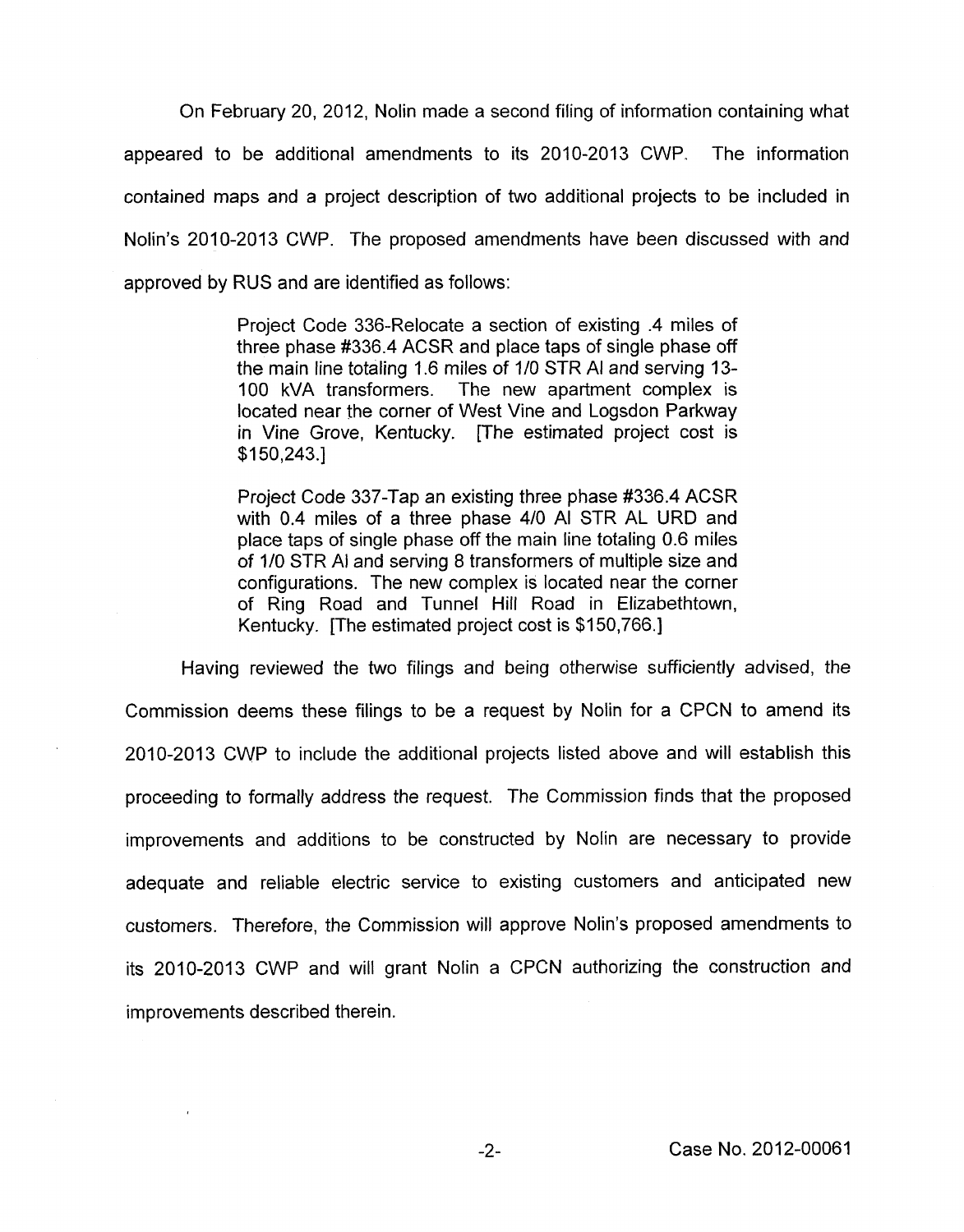On February 20, 2012, Nolin made a second filing of information containing what appeared to be additional amendments to its 2010-2013 CWP. The information contained maps and a project description of two additional projects to be included in Nolin's 2010-2013 CWP. The proposed amendments have been discussed with and approved by RUS and are identified as follows:

> Project Code 336-Relocate a section of existing .4 miles of three phase #336.4 ACSR and place taps of single phase off the main line totaling 1.6 miles of 1/0 STR Al and serving 13-100 kVA transformers. The new apartment complex is located near the corner of West Vine and Logsdon Parkway in Vine Grove, Kentucky. [The estimated project cost is $150,243.]
>
> Project Code 337-Tap an existing three phase #336.4 ACSR with 0.4 miles of a three phase 4/0 Al STR AL URD and place taps of single phase off the main line totaling 0.6 miles of 1/0 STR Al and serving 8 transformers of multiple size and configurations. The new complex is located near the corner of Ring Road and Tunnel Hill Road in Elizabethtown, Kentucky. [The estimated project cost is $150,766.]

Having reviewed the two filings and being otherwise sufficiently advised, the Commission deems these filings to be a request by Nolin for a CPCN to amend its 2010-2013 CWP to include the additional projects listed above and will establish this proceeding to formally address the request. The Commission finds that the proposed improvements and additions to be constructed by Nolin are necessary to provide adequate and reliable electric service to existing customers and anticipated new customers. Therefore, the Commission will approve Nolin's proposed amendments to its 2010-2013 CWP and will grant Nolin a CPCN authorizing the construction and improvements described therein.

Case No. 2012-00061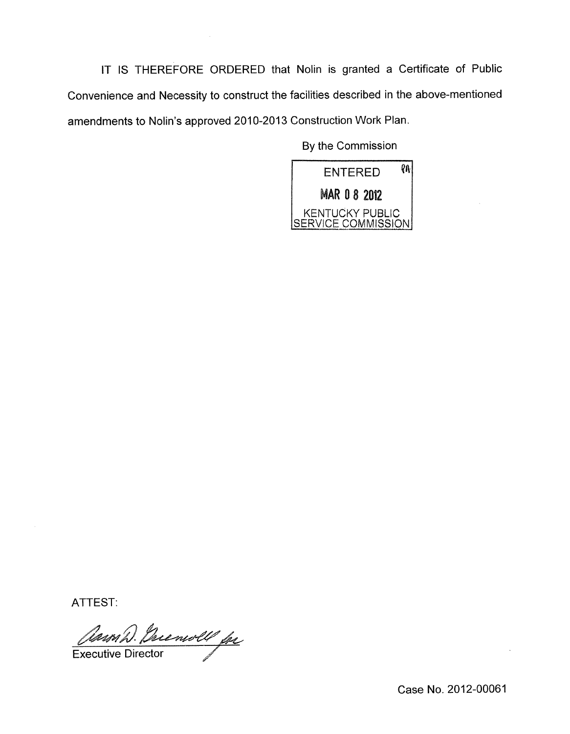IT IS THEREFORE ORDERED that Nolin is granted a Certificate of Public Convenience and Necessity to construct the facilities described in the above-mentioned amendments to Nolin's approved 2010-2013 Construction Work Plan.

By the Commission

ENTERED
MAR 08 2012
KENTUCKY PUBLIC SERVICE COMMISSION

ATTEST:

Executive Director

Case No. 2012-00061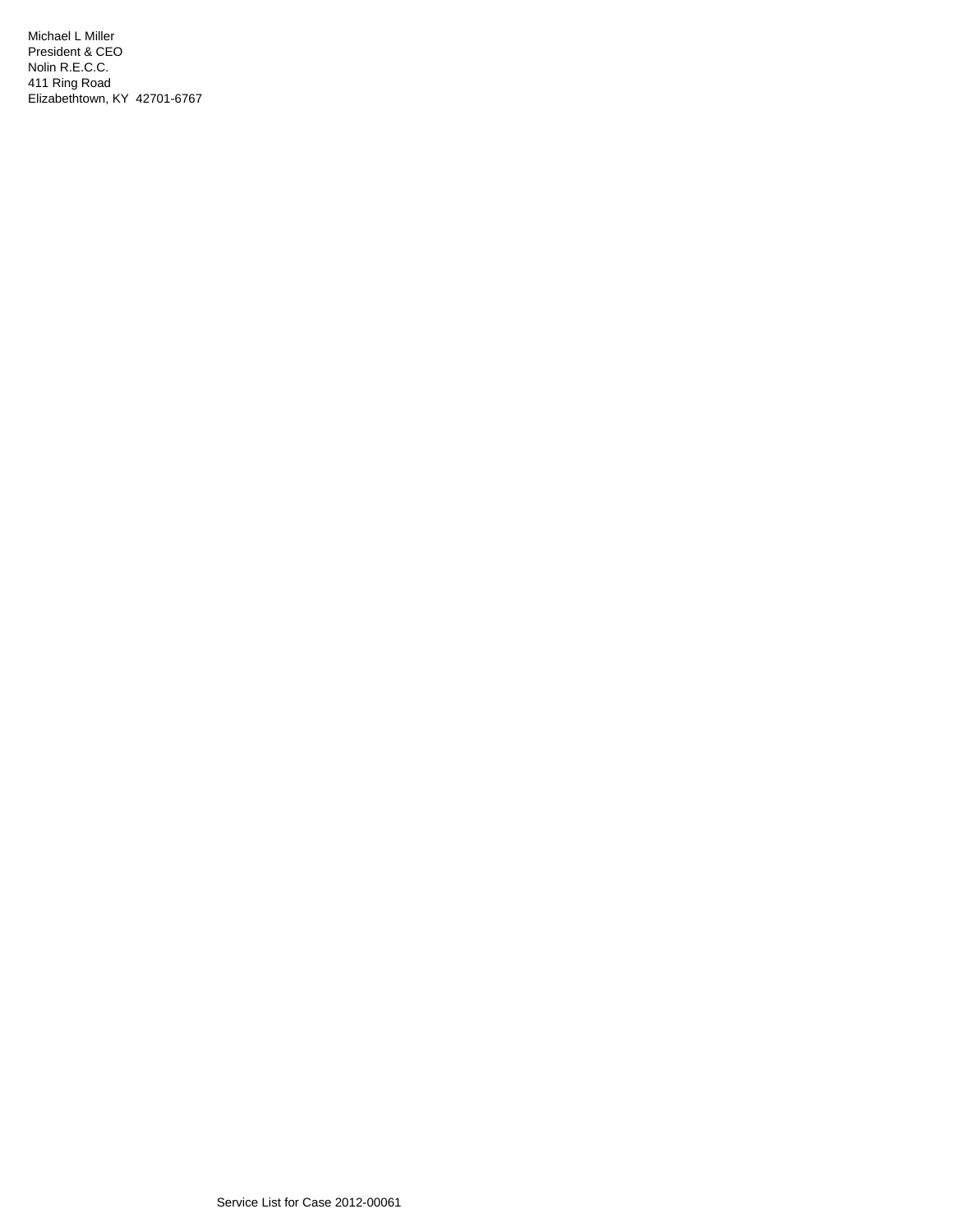Michael L Miller
President & CEO
Nolin R.E.C.C.
411 Ring Road
Elizabethtown, KY 42701-6767